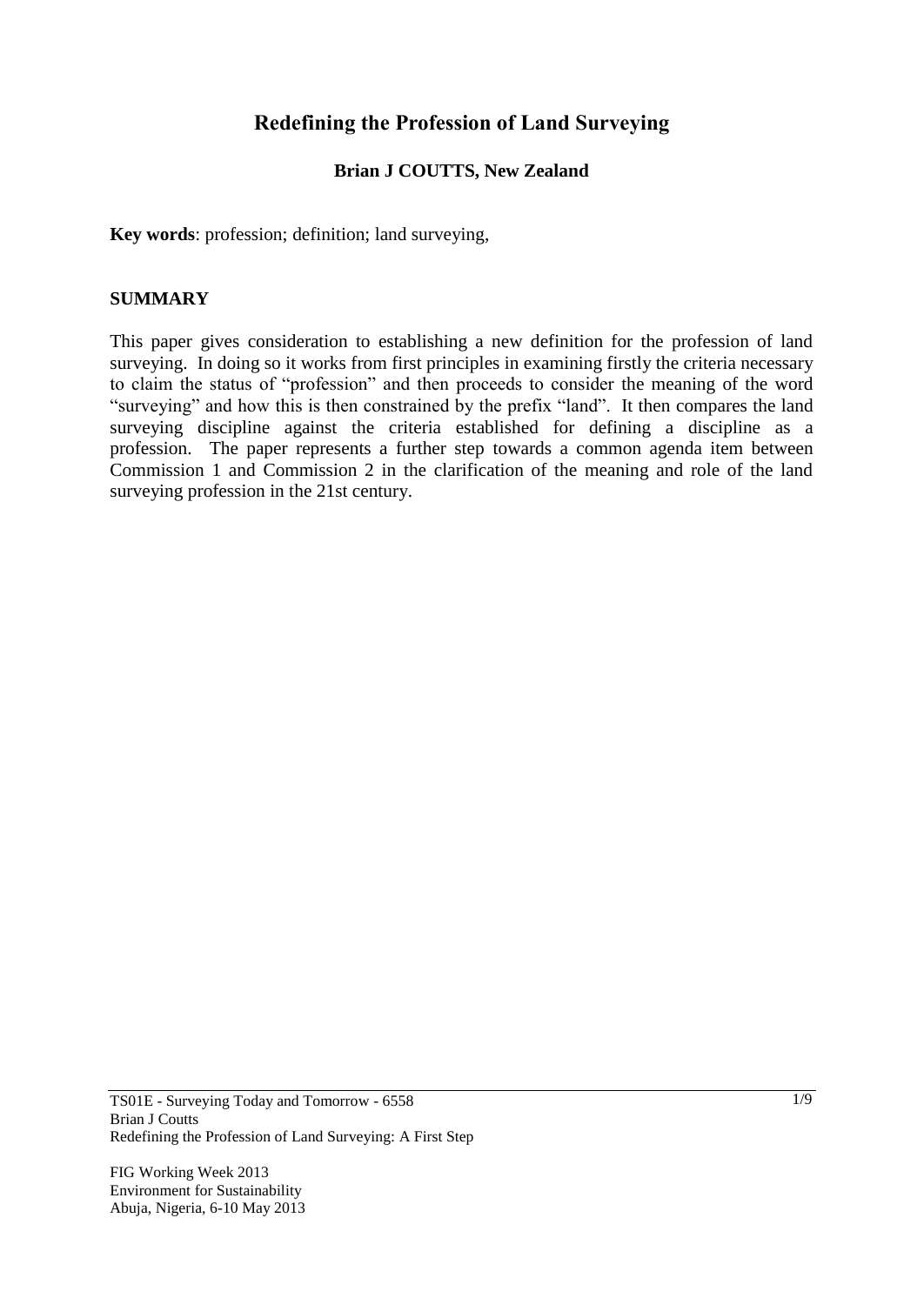# Redefining the Profession of Land Surveying

**Brian J COUTTS, New Zealand**

**Key words**: profession; definition; land surveying,

## SUMMARY

This paper gives consideration to establishing a new definition for the profession of land surveying. In doing so it works from first principles in examining firstly the criteria necessary to claim the status of "profession" and then proceeds to consider the meaning of the word "surveying" and how this is then constrained by the prefix "land". It then compares the land surveying discipline against the criteria established for defining a discipline as a profession. The paper represents a further step towards a common agenda item between Commission 1 and Commission 2 in the clarification of the meaning and role of the land surveying profession in the 21st century.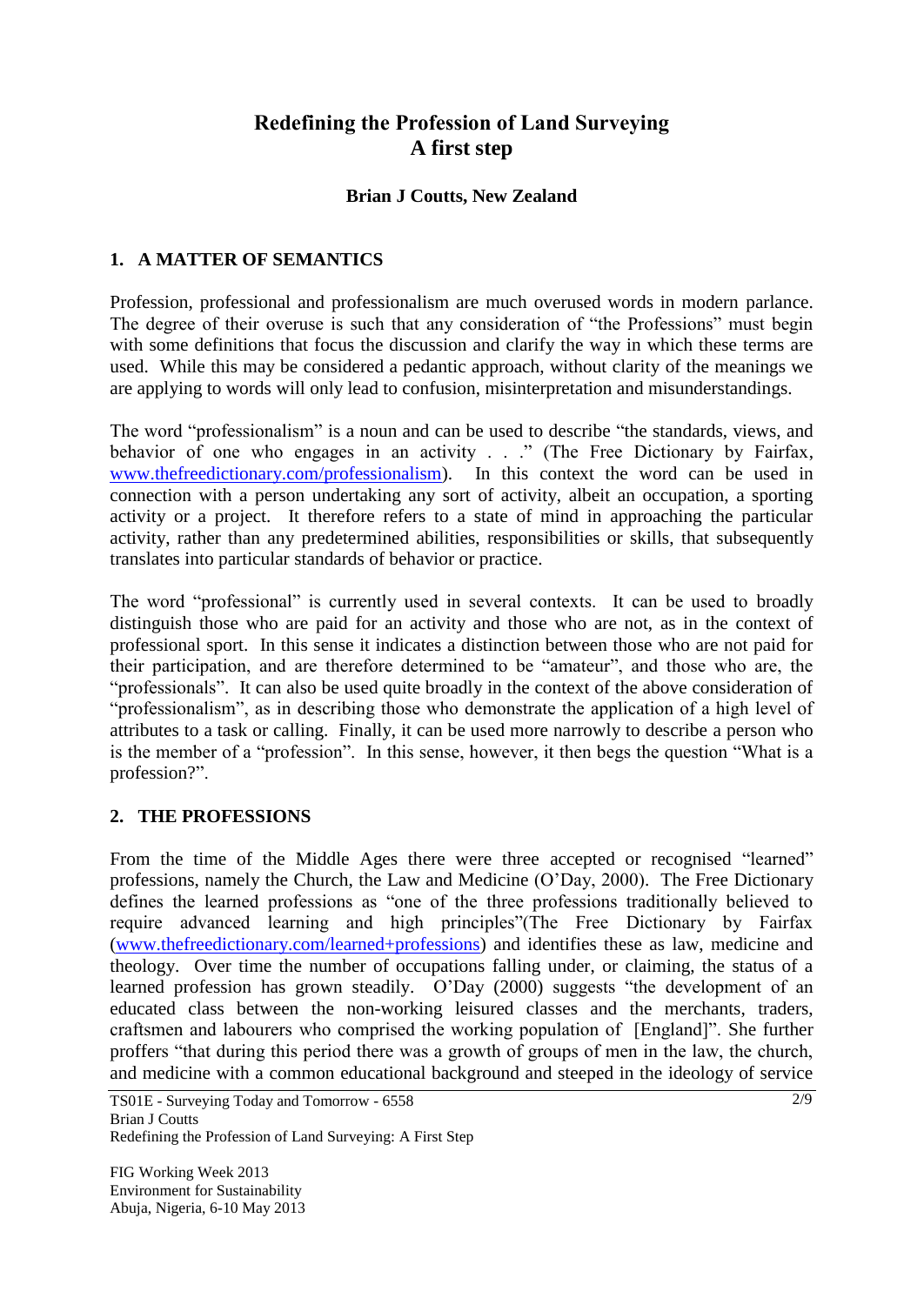# Redefining the Profession of Land Surveying
# A first step

**Brian J Coutts, New Zealand**

## 1. A MATTER OF SEMANTICS

Profession, professional and professionalism are much overused words in modern parlance. The degree of their overuse is such that any consideration of "the Professions" must begin with some definitions that focus the discussion and clarify the way in which these terms are used. While this may be considered a pedantic approach, without clarity of the meanings we are applying to words will only lead to confusion, misinterpretation and misunderstandings.

The word "professionalism" is a noun and can be used to describe "the standards, views, and behavior of one who engages in an activity . . ." (The Free Dictionary by Fairfax, www.thefreedictionary.com/professionalism). In this context the word can be used in connection with a person undertaking any sort of activity, albeit an occupation, a sporting activity or a project. It therefore refers to a state of mind in approaching the particular activity, rather than any predetermined abilities, responsibilities or skills, that subsequently translates into particular standards of behavior or practice.

The word "professional" is currently used in several contexts. It can be used to broadly distinguish those who are paid for an activity and those who are not, as in the context of professional sport. In this sense it indicates a distinction between those who are not paid for their participation, and are therefore determined to be "amateur", and those who are, the "professionals". It can also be used quite broadly in the context of the above consideration of "professionalism", as in describing those who demonstrate the application of a high level of attributes to a task or calling. Finally, it can be used more narrowly to describe a person who is the member of a "profession". In this sense, however, it then begs the question "What is a profession?".

## 2. THE PROFESSIONS

From the time of the Middle Ages there were three accepted or recognised "learned" professions, namely the Church, the Law and Medicine (O'Day, 2000). The Free Dictionary defines the learned professions as "one of the three professions traditionally believed to require advanced learning and high principles"(The Free Dictionary by Fairfax (www.thefreedictionary.com/learned+professions) and identifies these as law, medicine and theology. Over time the number of occupations falling under, or claiming, the status of a learned profession has grown steadily. O'Day (2000) suggests "the development of an educated class between the non-working leisured classes and the merchants, traders, craftsmen and labourers who comprised the working population of [England]". She further proffers "that during this period there was a growth of groups of men in the law, the church, and medicine with a common educational background and steeped in the ideology of service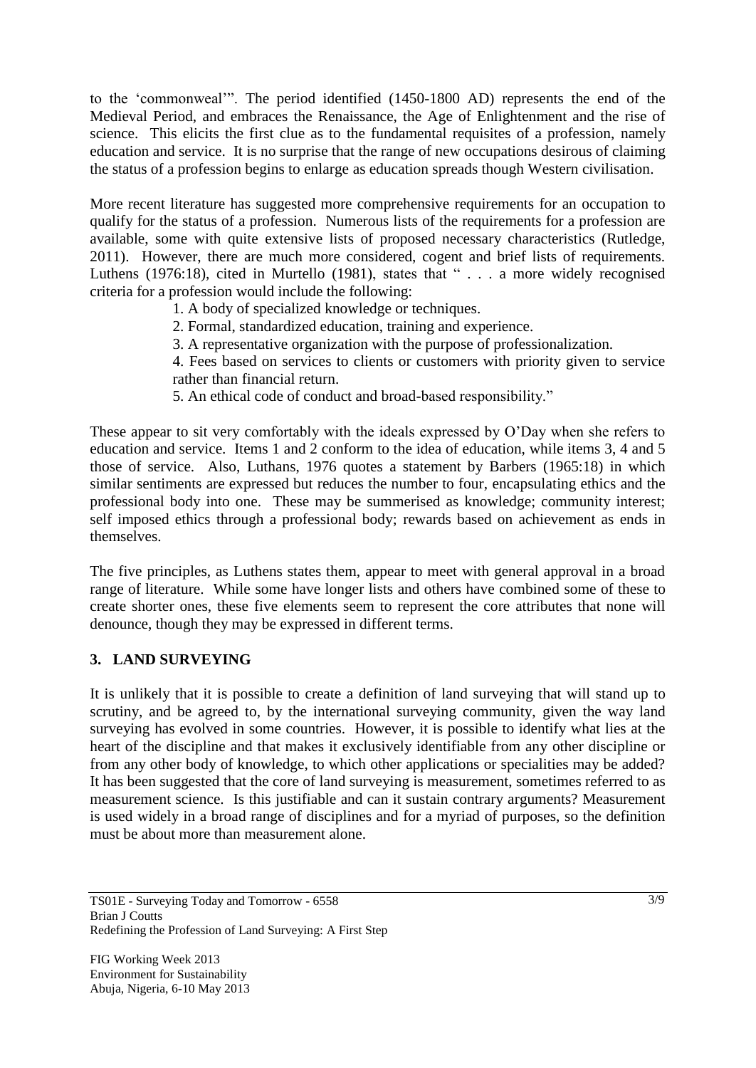to the 'commonweal'". The period identified (1450-1800 AD) represents the end of the Medieval Period, and embraces the Renaissance, the Age of Enlightenment and the rise of science. This elicits the first clue as to the fundamental requisites of a profession, namely education and service. It is no surprise that the range of new occupations desirous of claiming the status of a profession begins to enlarge as education spreads though Western civilisation.

More recent literature has suggested more comprehensive requirements for an occupation to qualify for the status of a profession. Numerous lists of the requirements for a profession are available, some with quite extensive lists of proposed necessary characteristics (Rutledge, 2011). However, there are much more considered, cogent and brief lists of requirements. Luthens (1976:18), cited in Murtello (1981), states that " . . . a more widely recognised criteria for a profession would include the following:

1. A body of specialized knowledge or techniques.
2. Formal, standardized education, training and experience.
3. A representative organization with the purpose of professionalization.
4. Fees based on services to clients or customers with priority given to service rather than financial return.
5. An ethical code of conduct and broad-based responsibility."

These appear to sit very comfortably with the ideals expressed by O'Day when she refers to education and service. Items 1 and 2 conform to the idea of education, while items 3, 4 and 5 those of service. Also, Luthans, 1976 quotes a statement by Barbers (1965:18) in which similar sentiments are expressed but reduces the number to four, encapsulating ethics and the professional body into one. These may be summerised as knowledge; community interest; self imposed ethics through a professional body; rewards based on achievement as ends in themselves.

The five principles, as Luthens states them, appear to meet with general approval in a broad range of literature. While some have longer lists and others have combined some of these to create shorter ones, these five elements seem to represent the core attributes that none will denounce, though they may be expressed in different terms.

## 3. LAND SURVEYING

It is unlikely that it is possible to create a definition of land surveying that will stand up to scrutiny, and be agreed to, by the international surveying community, given the way land surveying has evolved in some countries. However, it is possible to identify what lies at the heart of the discipline and that makes it exclusively identifiable from any other discipline or from any other body of knowledge, to which other applications or specialities may be added? It has been suggested that the core of land surveying is measurement, sometimes referred to as measurement science. Is this justifiable and can it sustain contrary arguments? Measurement is used widely in a broad range of disciplines and for a myriad of purposes, so the definition must be about more than measurement alone.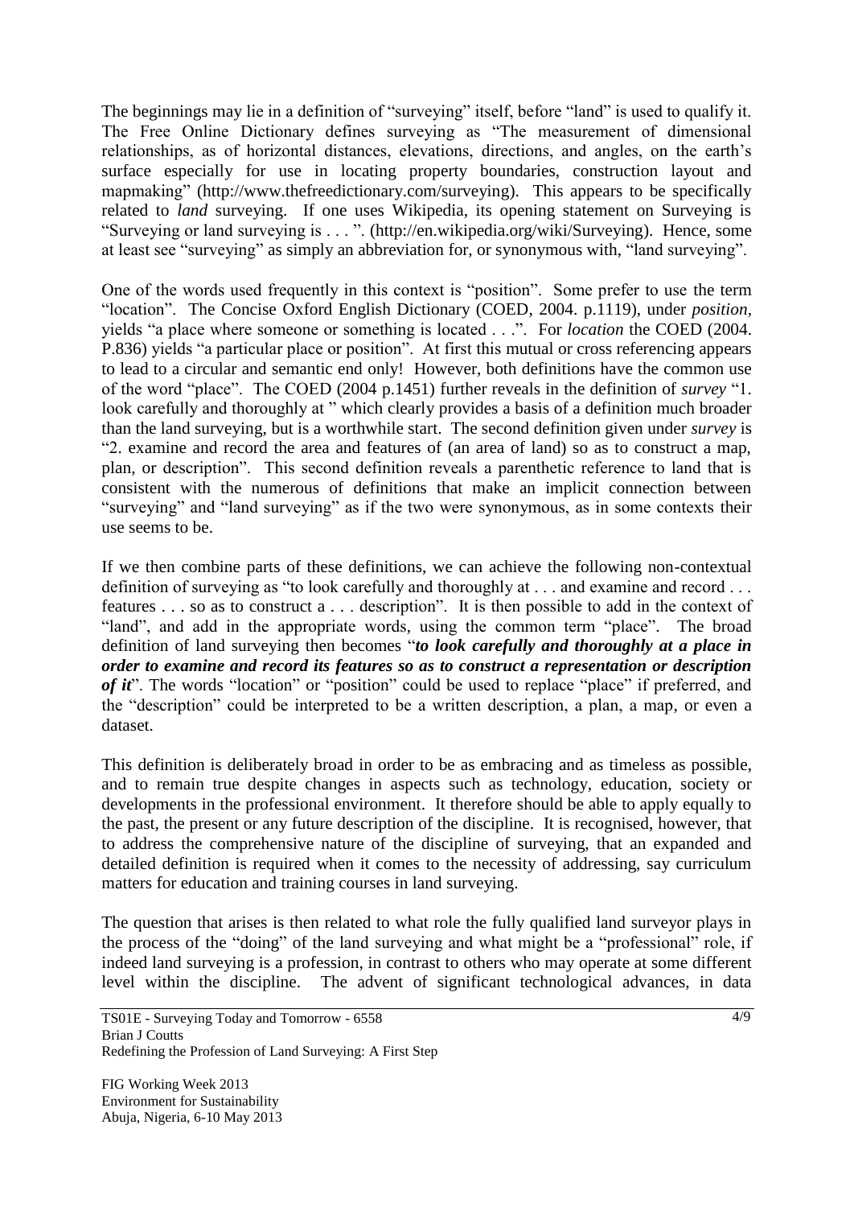The beginnings may lie in a definition of "surveying" itself, before "land" is used to qualify it. The Free Online Dictionary defines surveying as "The measurement of dimensional relationships, as of horizontal distances, elevations, directions, and angles, on the earth's surface especially for use in locating property boundaries, construction layout and mapmaking" (http://www.thefreedictionary.com/surveying). This appears to be specifically related to *land* surveying. If one uses Wikipedia, its opening statement on Surveying is "Surveying or land surveying is . . . ". (http://en.wikipedia.org/wiki/Surveying). Hence, some at least see "surveying" as simply an abbreviation for, or synonymous with, "land surveying".

One of the words used frequently in this context is "position". Some prefer to use the term "location". The Concise Oxford English Dictionary (COED, 2004. p.1119), under *position*, yields "a place where someone or something is located . . .". For *location* the COED (2004. P.836) yields "a particular place or position". At first this mutual or cross referencing appears to lead to a circular and semantic end only! However, both definitions have the common use of the word "place". The COED (2004 p.1451) further reveals in the definition of *survey* "1. look carefully and thoroughly at " which clearly provides a basis of a definition much broader than the land surveying, but is a worthwhile start. The second definition given under *survey* is "2. examine and record the area and features of (an area of land) so as to construct a map, plan, or description". This second definition reveals a parenthetic reference to land that is consistent with the numerous of definitions that make an implicit connection between "surveying" and "land surveying" as if the two were synonymous, as in some contexts their use seems to be.

If we then combine parts of these definitions, we can achieve the following non-contextual definition of surveying as "to look carefully and thoroughly at . . . and examine and record . . . features . . . so as to construct a . . . description". It is then possible to add in the context of "land", and add in the appropriate words, using the common term "place". The broad definition of land surveying then becomes "***to look carefully and thoroughly at a place in order to examine and record its features so as to construct a representation or description of it***". The words "location" or "position" could be used to replace "place" if preferred, and the "description" could be interpreted to be a written description, a plan, a map, or even a dataset.

This definition is deliberately broad in order to be as embracing and as timeless as possible, and to remain true despite changes in aspects such as technology, education, society or developments in the professional environment. It therefore should be able to apply equally to the past, the present or any future description of the discipline. It is recognised, however, that to address the comprehensive nature of the discipline of surveying, that an expanded and detailed definition is required when it comes to the necessity of addressing, say curriculum matters for education and training courses in land surveying.

The question that arises is then related to what role the fully qualified land surveyor plays in the process of the "doing" of the land surveying and what might be a "professional" role, if indeed land surveying is a profession, in contrast to others who may operate at some different level within the discipline. The advent of significant technological advances, in data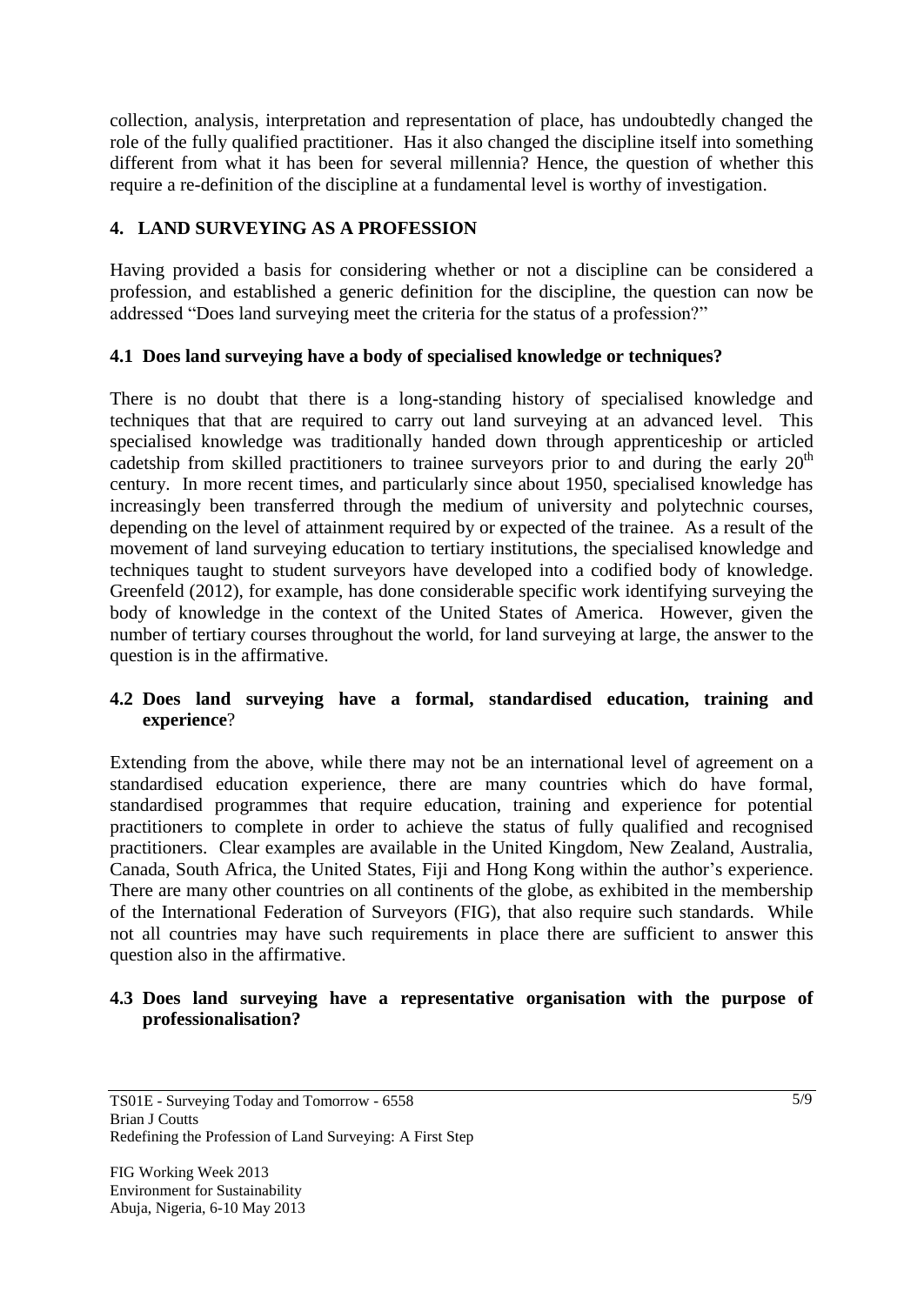collection, analysis, interpretation and representation of place, has undoubtedly changed the role of the fully qualified practitioner. Has it also changed the discipline itself into something different from what it has been for several millennia? Hence, the question of whether this require a re-definition of the discipline at a fundamental level is worthy of investigation.

## 4. LAND SURVEYING AS A PROFESSION

Having provided a basis for considering whether or not a discipline can be considered a profession, and established a generic definition for the discipline, the question can now be addressed "Does land surveying meet the criteria for the status of a profession?"

### 4.1 Does land surveying have a body of specialised knowledge or techniques?

There is no doubt that there is a long-standing history of specialised knowledge and techniques that that are required to carry out land surveying at an advanced level. This specialised knowledge was traditionally handed down through apprenticeship or articled cadetship from skilled practitioners to trainee surveyors prior to and during the early 20th century. In more recent times, and particularly since about 1950, specialised knowledge has increasingly been transferred through the medium of university and polytechnic courses, depending on the level of attainment required by or expected of the trainee. As a result of the movement of land surveying education to tertiary institutions, the specialised knowledge and techniques taught to student surveyors have developed into a codified body of knowledge. Greenfeld (2012), for example, has done considerable specific work identifying surveying the body of knowledge in the context of the United States of America. However, given the number of tertiary courses throughout the world, for land surveying at large, the answer to the question is in the affirmative.

### 4.2 Does land surveying have a formal, standardised education, training and experience?

Extending from the above, while there may not be an international level of agreement on a standardised education experience, there are many countries which do have formal, standardised programmes that require education, training and experience for potential practitioners to complete in order to achieve the status of fully qualified and recognised practitioners. Clear examples are available in the United Kingdom, New Zealand, Australia, Canada, South Africa, the United States, Fiji and Hong Kong within the author's experience. There are many other countries on all continents of the globe, as exhibited in the membership of the International Federation of Surveyors (FIG), that also require such standards. While not all countries may have such requirements in place there are sufficient to answer this question also in the affirmative.

### 4.3 Does land surveying have a representative organisation with the purpose of professionalisation?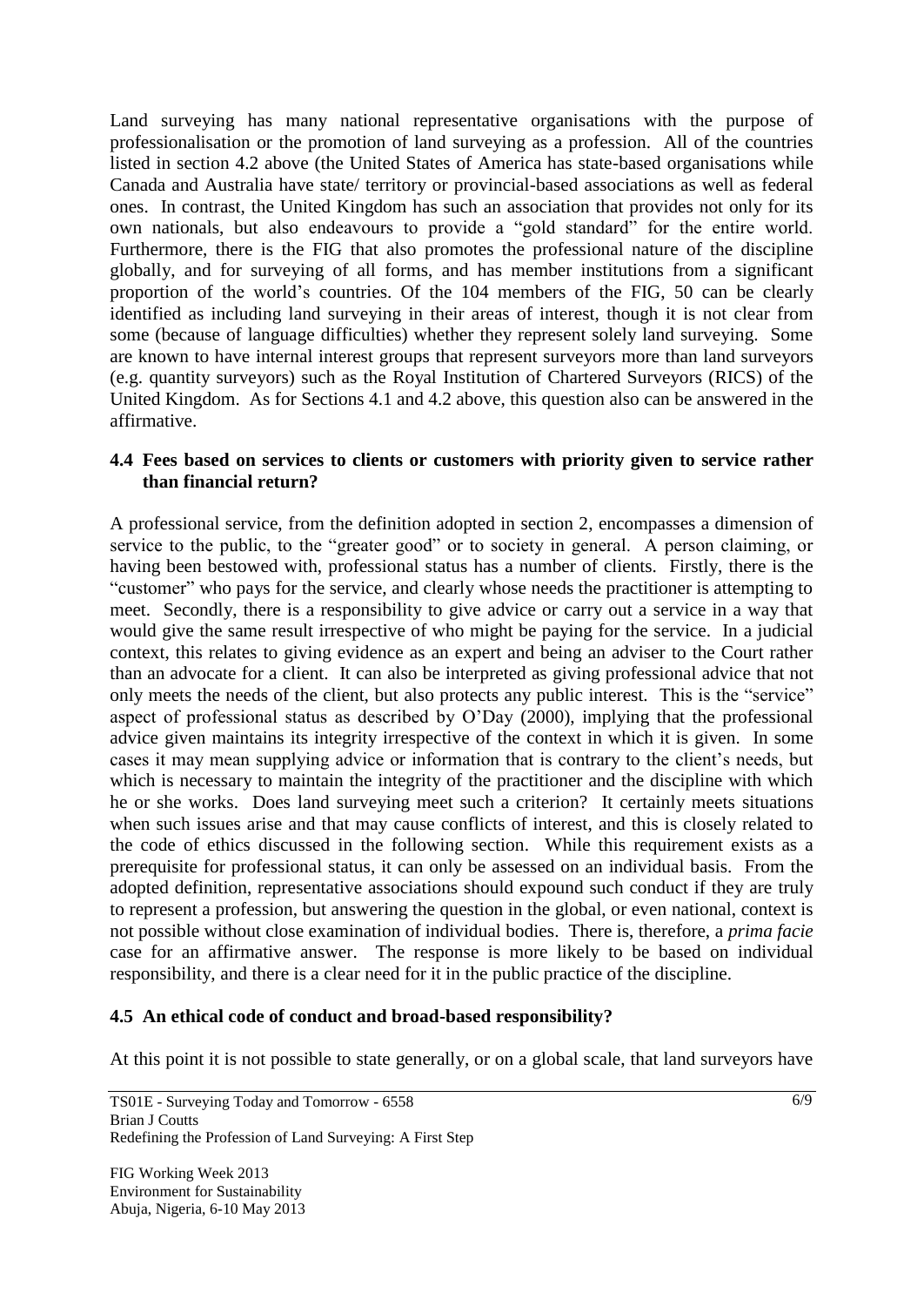Land surveying has many national representative organisations with the purpose of professionalisation or the promotion of land surveying as a profession. All of the countries listed in section 4.2 above (the United States of America has state-based organisations while Canada and Australia have state/ territory or provincial-based associations as well as federal ones. In contrast, the United Kingdom has such an association that provides not only for its own nationals, but also endeavours to provide a "gold standard" for the entire world. Furthermore, there is the FIG that also promotes the professional nature of the discipline globally, and for surveying of all forms, and has member institutions from a significant proportion of the world's countries. Of the 104 members of the FIG, 50 can be clearly identified as including land surveying in their areas of interest, though it is not clear from some (because of language difficulties) whether they represent solely land surveying. Some are known to have internal interest groups that represent surveyors more than land surveyors (e.g. quantity surveyors) such as the Royal Institution of Chartered Surveyors (RICS) of the United Kingdom. As for Sections 4.1 and 4.2 above, this question also can be answered in the affirmative.

### 4.4 Fees based on services to clients or customers with priority given to service rather than financial return?

A professional service, from the definition adopted in section 2, encompasses a dimension of service to the public, to the "greater good" or to society in general. A person claiming, or having been bestowed with, professional status has a number of clients. Firstly, there is the "customer" who pays for the service, and clearly whose needs the practitioner is attempting to meet. Secondly, there is a responsibility to give advice or carry out a service in a way that would give the same result irrespective of who might be paying for the service. In a judicial context, this relates to giving evidence as an expert and being an adviser to the Court rather than an advocate for a client. It can also be interpreted as giving professional advice that not only meets the needs of the client, but also protects any public interest. This is the "service" aspect of professional status as described by O'Day (2000), implying that the professional advice given maintains its integrity irrespective of the context in which it is given. In some cases it may mean supplying advice or information that is contrary to the client's needs, but which is necessary to maintain the integrity of the practitioner and the discipline with which he or she works. Does land surveying meet such a criterion? It certainly meets situations when such issues arise and that may cause conflicts of interest, and this is closely related to the code of ethics discussed in the following section. While this requirement exists as a prerequisite for professional status, it can only be assessed on an individual basis. From the adopted definition, representative associations should expound such conduct if they are truly to represent a profession, but answering the question in the global, or even national, context is not possible without close examination of individual bodies. There is, therefore, a *prima facie* case for an affirmative answer. The response is more likely to be based on individual responsibility, and there is a clear need for it in the public practice of the discipline.

### 4.5 An ethical code of conduct and broad-based responsibility?

At this point it is not possible to state generally, or on a global scale, that land surveyors have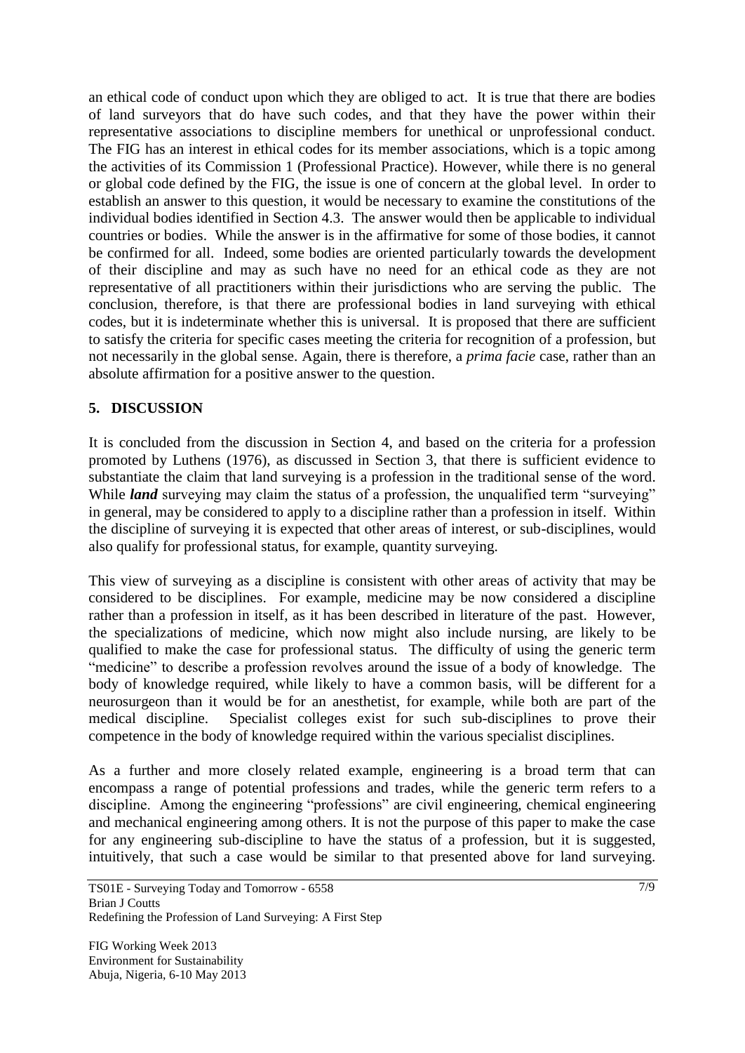an ethical code of conduct upon which they are obliged to act. It is true that there are bodies of land surveyors that do have such codes, and that they have the power within their representative associations to discipline members for unethical or unprofessional conduct. The FIG has an interest in ethical codes for its member associations, which is a topic among the activities of its Commission 1 (Professional Practice). However, while there is no general or global code defined by the FIG, the issue is one of concern at the global level. In order to establish an answer to this question, it would be necessary to examine the constitutions of the individual bodies identified in Section 4.3. The answer would then be applicable to individual countries or bodies. While the answer is in the affirmative for some of those bodies, it cannot be confirmed for all. Indeed, some bodies are oriented particularly towards the development of their discipline and may as such have no need for an ethical code as they are not representative of all practitioners within their jurisdictions who are serving the public. The conclusion, therefore, is that there are professional bodies in land surveying with ethical codes, but it is indeterminate whether this is universal. It is proposed that there are sufficient to satisfy the criteria for specific cases meeting the criteria for recognition of a profession, but not necessarily in the global sense. Again, there is therefore, a *prima facie* case, rather than an absolute affirmation for a positive answer to the question.

## 5. DISCUSSION

It is concluded from the discussion in Section 4, and based on the criteria for a profession promoted by Luthens (1976), as discussed in Section 3, that there is sufficient evidence to substantiate the claim that land surveying is a profession in the traditional sense of the word. While ***land*** surveying may claim the status of a profession, the unqualified term "surveying" in general, may be considered to apply to a discipline rather than a profession in itself. Within the discipline of surveying it is expected that other areas of interest, or sub-disciplines, would also qualify for professional status, for example, quantity surveying.

This view of surveying as a discipline is consistent with other areas of activity that may be considered to be disciplines. For example, medicine may be now considered a discipline rather than a profession in itself, as it has been described in literature of the past. However, the specializations of medicine, which now might also include nursing, are likely to be qualified to make the case for professional status. The difficulty of using the generic term "medicine" to describe a profession revolves around the issue of a body of knowledge. The body of knowledge required, while likely to have a common basis, will be different for a neurosurgeon than it would be for an anesthetist, for example, while both are part of the medical discipline. Specialist colleges exist for such sub-disciplines to prove their competence in the body of knowledge required within the various specialist disciplines.

As a further and more closely related example, engineering is a broad term that can encompass a range of potential professions and trades, while the generic term refers to a discipline. Among the engineering "professions" are civil engineering, chemical engineering and mechanical engineering among others. It is not the purpose of this paper to make the case for any engineering sub-discipline to have the status of a profession, but it is suggested, intuitively, that such a case would be similar to that presented above for land surveying.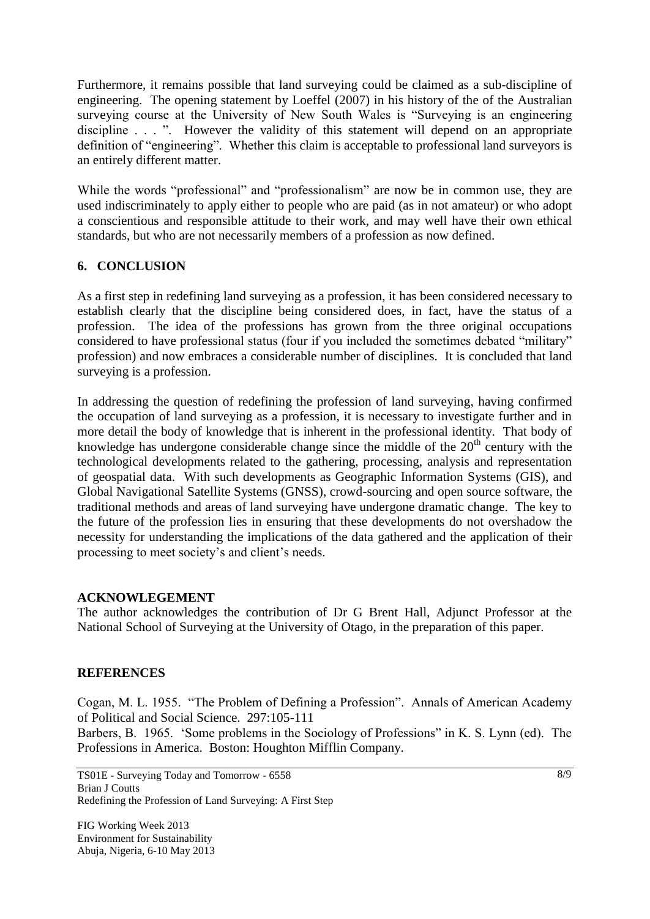Furthermore, it remains possible that land surveying could be claimed as a sub-discipline of engineering. The opening statement by Loeffel (2007) in his history of the of the Australian surveying course at the University of New South Wales is "Surveying is an engineering discipline . . . ". However the validity of this statement will depend on an appropriate definition of "engineering". Whether this claim is acceptable to professional land surveyors is an entirely different matter.

While the words "professional" and "professionalism" are now be in common use, they are used indiscriminately to apply either to people who are paid (as in not amateur) or who adopt a conscientious and responsible attitude to their work, and may well have their own ethical standards, but who are not necessarily members of a profession as now defined.

## 6. CONCLUSION

As a first step in redefining land surveying as a profession, it has been considered necessary to establish clearly that the discipline being considered does, in fact, have the status of a profession. The idea of the professions has grown from the three original occupations considered to have professional status (four if you included the sometimes debated "military" profession) and now embraces a considerable number of disciplines. It is concluded that land surveying is a profession.

In addressing the question of redefining the profession of land surveying, having confirmed the occupation of land surveying as a profession, it is necessary to investigate further and in more detail the body of knowledge that is inherent in the professional identity. That body of knowledge has undergone considerable change since the middle of the 20th century with the technological developments related to the gathering, processing, analysis and representation of geospatial data. With such developments as Geographic Information Systems (GIS), and Global Navigational Satellite Systems (GNSS), crowd-sourcing and open source software, the traditional methods and areas of land surveying have undergone dramatic change. The key to the future of the profession lies in ensuring that these developments do not overshadow the necessity for understanding the implications of the data gathered and the application of their processing to meet society's and client's needs.

## ACKNOWLEGEMENT

The author acknowledges the contribution of Dr G Brent Hall, Adjunct Professor at the National School of Surveying at the University of Otago, in the preparation of this paper.

## REFERENCES

Cogan, M. L. 1955. "The Problem of Defining a Profession". Annals of American Academy of Political and Social Science. 297:105-111

Barbers, B. 1965. 'Some problems in the Sociology of Professions" in K. S. Lynn (ed). The Professions in America. Boston: Houghton Mifflin Company.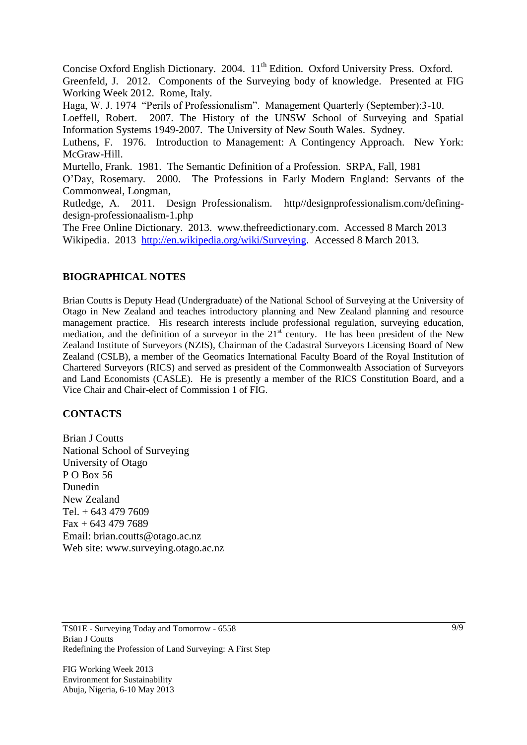Concise Oxford English Dictionary. 2004. 11th Edition. Oxford University Press. Oxford.

Greenfeld, J. 2012. Components of the Surveying body of knowledge. Presented at FIG Working Week 2012. Rome, Italy.

Haga, W. J. 1974 "Perils of Professionalism". Management Quarterly (September):3-10.

Loeffell, Robert. 2007. The History of the UNSW School of Surveying and Spatial Information Systems 1949-2007. The University of New South Wales. Sydney.

Luthens, F. 1976. Introduction to Management: A Contingency Approach. New York: McGraw-Hill.

Murtello, Frank. 1981. The Semantic Definition of a Profession. SRPA, Fall, 1981

O'Day, Rosemary. 2000. The Professions in Early Modern England: Servants of the Commonweal, Longman,

Rutledge, A. 2011. Design Professionalism. http//designprofessionalism.com/defining-design-professionaalism-1.php

The Free Online Dictionary. 2013. www.thefreedictionary.com. Accessed 8 March 2013

Wikipedia. 2013 http://en.wikipedia.org/wiki/Surveying. Accessed 8 March 2013.

## BIOGRAPHICAL NOTES

Brian Coutts is Deputy Head (Undergraduate) of the National School of Surveying at the University of Otago in New Zealand and teaches introductory planning and New Zealand planning and resource management practice. His research interests include professional regulation, surveying education, mediation, and the definition of a surveyor in the 21st century. He has been president of the New Zealand Institute of Surveyors (NZIS), Chairman of the Cadastral Surveyors Licensing Board of New Zealand (CSLB), a member of the Geomatics International Faculty Board of the Royal Institution of Chartered Surveyors (RICS) and served as president of the Commonwealth Association of Surveyors and Land Economists (CASLE). He is presently a member of the RICS Constitution Board, and a Vice Chair and Chair-elect of Commission 1 of FIG.

## CONTACTS

Brian J Coutts  
National School of Surveying  
University of Otago  
P O Box 56  
Dunedin  
New Zealand  
Tel. + 643 479 7609  
Fax + 643 479 7689  
Email: brian.coutts@otago.ac.nz  
Web site: www.surveying.otago.ac.nz